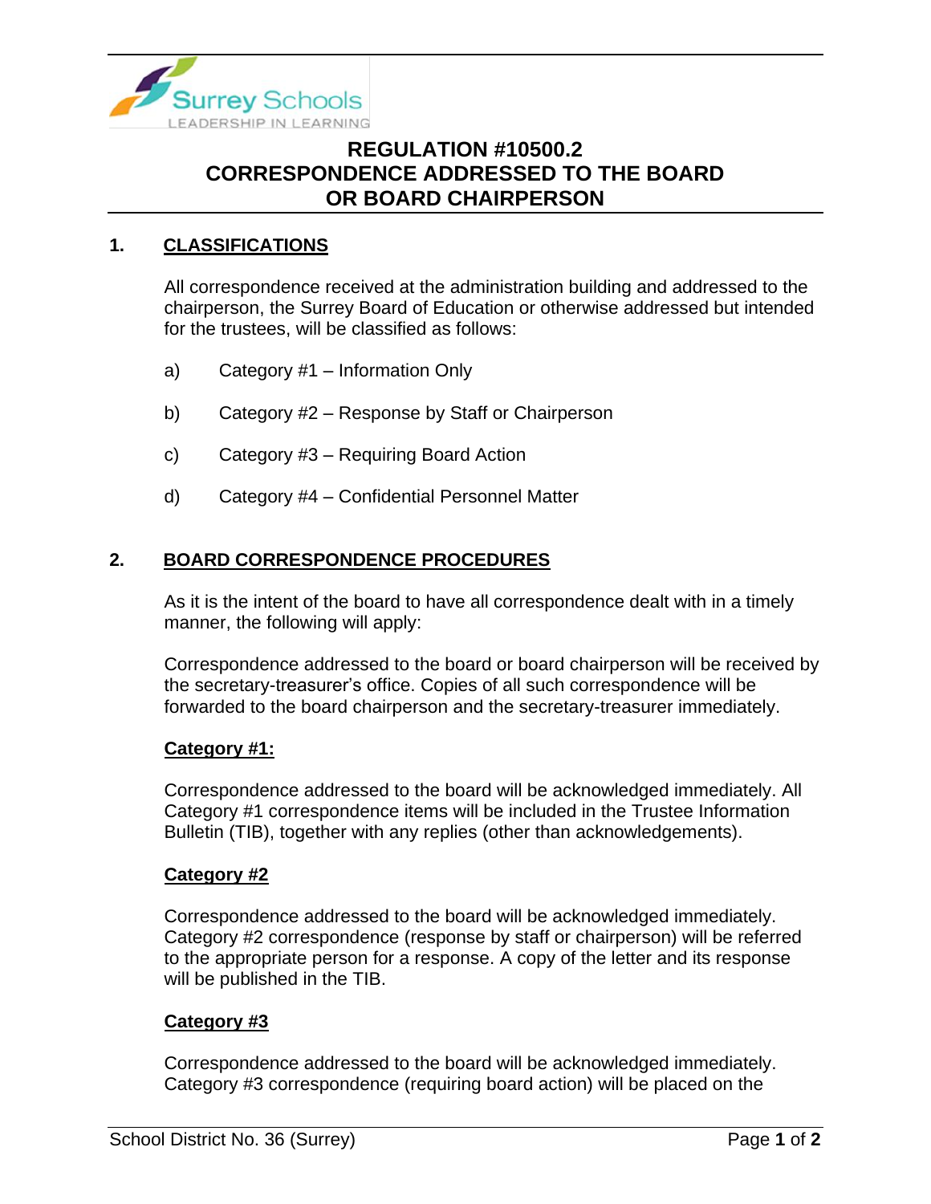# REGULATION #10500.2
# CORRESPONDENCE ADDRESSED TO THE BOARD OR BOARD CHAIRPERSON

## 1. CLASSIFICATIONS

All correspondence received at the administration building and addressed to the chairperson, the Surrey Board of Education or otherwise addressed but intended for the trustees, will be classified as follows:

a) Category #1 – Information Only

b) Category #2 – Response by Staff or Chairperson

c) Category #3 – Requiring Board Action

d) Category #4 – Confidential Personnel Matter

## 2. BOARD CORRESPONDENCE PROCEDURES

As it is the intent of the board to have all correspondence dealt with in a timely manner, the following will apply:

Correspondence addressed to the board or board chairperson will be received by the secretary-treasurer's office. Copies of all such correspondence will be forwarded to the board chairperson and the secretary-treasurer immediately.

### Category #1:

Correspondence addressed to the board will be acknowledged immediately. All Category #1 correspondence items will be included in the Trustee Information Bulletin (TIB), together with any replies (other than acknowledgements).

### Category #2

Correspondence addressed to the board will be acknowledged immediately. Category #2 correspondence (response by staff or chairperson) will be referred to the appropriate person for a response. A copy of the letter and its response will be published in the TIB.

### Category #3

Correspondence addressed to the board will be acknowledged immediately. Category #3 correspondence (requiring board action) will be placed on the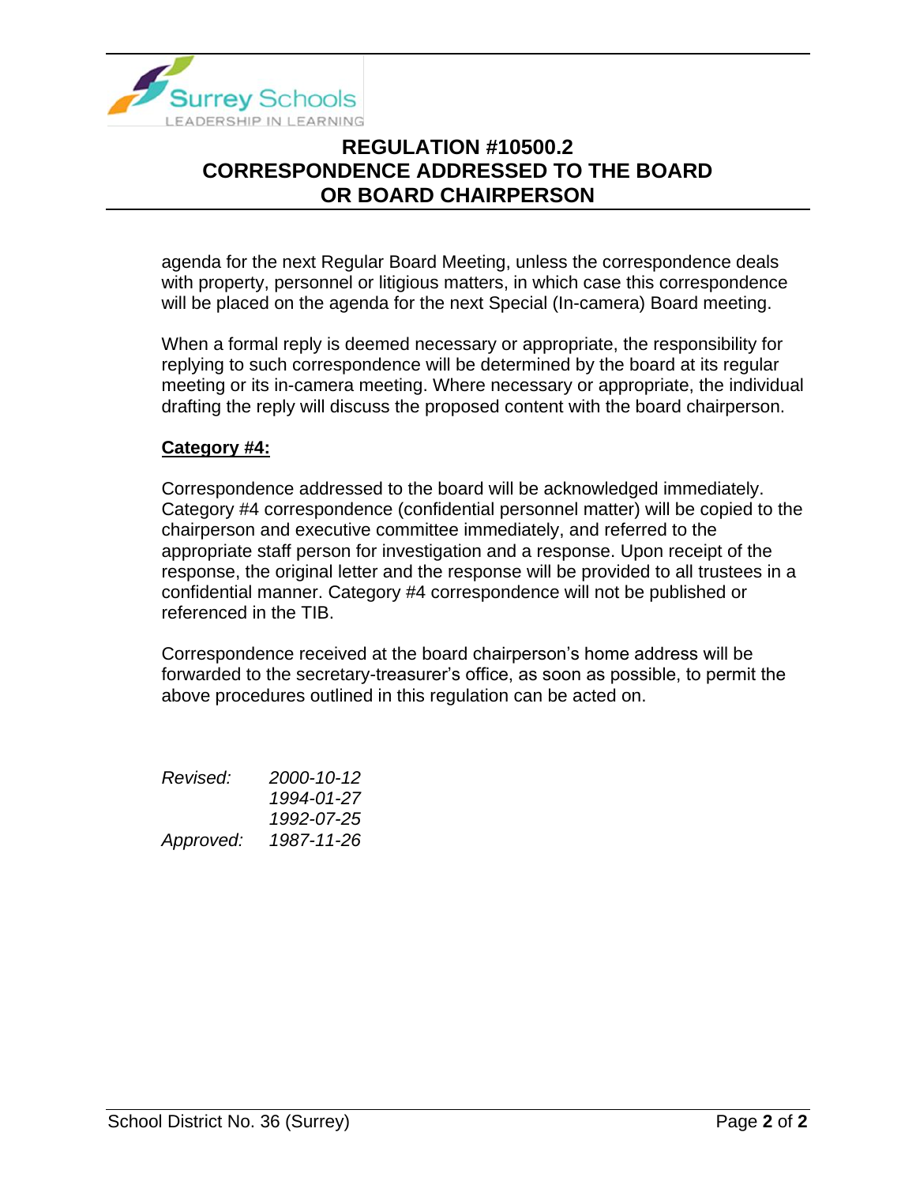agenda for the next Regular Board Meeting, unless the correspondence deals with property, personnel or litigious matters, in which case this correspondence will be placed on the agenda for the next Special (In-camera) Board meeting.

When a formal reply is deemed necessary or appropriate, the responsibility for replying to such correspondence will be determined by the board at its regular meeting or its in-camera meeting. Where necessary or appropriate, the individual drafting the reply will discuss the proposed content with the board chairperson.

**Category #4:**

Correspondence addressed to the board will be acknowledged immediately. Category #4 correspondence (confidential personnel matter) will be copied to the chairperson and executive committee immediately, and referred to the appropriate staff person for investigation and a response. Upon receipt of the response, the original letter and the response will be provided to all trustees in a confidential manner. Category #4 correspondence will not be published or referenced in the TIB.

Correspondence received at the board chairperson's home address will be forwarded to the secretary-treasurer's office, as soon as possible, to permit the above procedures outlined in this regulation can be acted on.

| | |
|---|---|
| *Revised:* | *2000-10-12* |
| | *1994-01-27* |
| | *1992-07-25* |
| *Approved:* | *1987-11-26* |